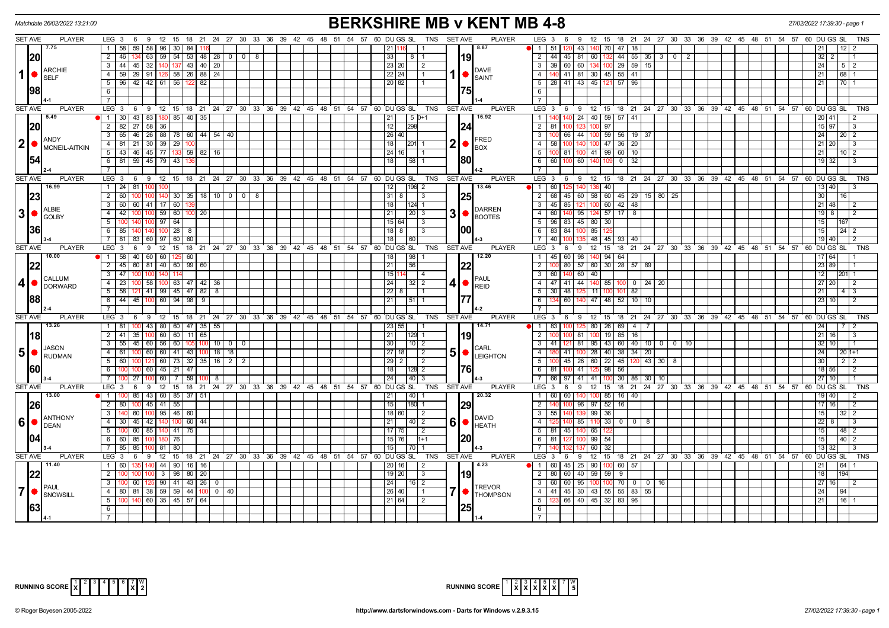Matchdate 26/02/2022 13:21:00

# BERKSHIRE MB v KENT MB 4-8

27/02/2022 17:39:30 - page 1

| SET AVE | PLAYER | LEG | Scores | DU GS SL | TNS | SET AVE | PLAYER | LEG | Scores | DU GS SL | TNS |
|---|---|---|---|---|---|---|---|---|---|---|---|
| 7.75 / 20.98 / 4-1 | 1 ARCHIE SELF | 1 | 58 59 58 96 30 84 116 | 21 116 | 1 | 8.87 / 19.75 / 1-4 | 1 DAVE SAINT | 1 | 51 120 43 140 70 47 18 | 21 12 | 2 |
| | | 2 | 46 134 63 59 54 53 48 28 0 0 8 | 33 8 | 1 | | | 2 | 44 45 81 60 132 44 55 35 3 0 2 | 32 2 | 1 |
| | | 3 | 44 45 32 140 137 43 40 20 | 23 20 | 2 | | | 3 | 39 60 60 134 100 29 59 15 | 24 5 | 2 |
| | | 4 | 59 29 91 126 58 26 88 24 | 22 24 | 1 | | | 4 | 140 41 81 30 45 55 41 | 21 68 | 1 |
| | | 5 | 96 42 42 61 56 122 82 | 20 82 | 1 | | | 5 | 28 41 43 45 121 57 96 | 21 70 | 1 |
| 5.49 / 20.54 / 2-4 | 2 ANDY MCNEIL-AITKIN | 1 | 30 43 83 180 85 40 35 | 21 5 | 0+1 | 16.92 / 24.80 / 4-2 | 2 FRED BOX | 1 | 140 140 24 40 59 57 41 | 20 41 | 2 |
| | | 2 | 82 27 58 36 | 12 298 | | | | 2 | 81 100 123 100 97 | 15 97 | 3 |
| | | 3 | 65 46 26 88 78 60 44 54 40 | 26 40 | | | | 3 | 100 66 44 100 59 56 19 37 | 24 20 | 2 |
| | | 4 | 81 21 30 39 29 100 | 18 201 | 1 | | | 4 | 58 100 140 100 47 36 20 | 21 20 | 3 |
| | | 5 | 43 46 45 77 133 59 82 16 | 24 16 | 1 | | | 5 | 100 81 100 41 99 60 10 | 21 10 | 2 |
| | | 6 | 81 59 45 79 43 136 | 18 58 | 1 | | | 6 | 60 100 60 140 109 0 32 | 19 32 | 3 |
| 16.99 / 23.36 / 3-4 | 3 ALBIE GOLBY | 1 | 24 81 100 100 | 12 196 | 2 | 13.46 / 25.00 / 4-3 | 3 DARREN BOOTES | 1 | 60 125 140 136 40 | 13 40 | 3 |
| | | 2 | 60 100 100 140 30 35 18 10 0 0 8 | 31 8 | 3 | | | 2 | 68 45 60 58 60 45 29 15 80 25 | 30 16 | |
| | | 3 | 60 60 41 17 60 139 | 18 124 | 1 | | | 3 | 45 85 121 100 60 42 48 | 21 48 | 2 |
| | | 4 | 42 100 100 59 60 100 20 | 21 20 | 3 | | | 4 | 60 140 95 124 57 17 8 | 19 8 | 2 |
| | | 5 | 100 140 100 97 64 | 15 64 | 3 | | | 5 | 96 83 45 80 30 | 15 167 | |
| | | 6 | 85 140 140 100 28 8 | 18 8 | 3 | | | 6 | 83 84 100 85 125 | 15 24 | 2 |
| | | 7 | 81 83 60 97 60 60 | 18 60 | | | | 7 | 40 100 135 48 45 93 40 | 19 40 | 2 |
| 10.00 / 22.88 / 2-4 | 4 CALLUM DORWARD | 1 | 58 40 60 60 125 60 | 18 98 | 1 | 12.20 / 22.77 / 4-2 | 4 PAUL REID | 1 | 45 60 98 140 94 64 | 17 64 | 1 |
| | | 2 | 45 60 81 40 60 99 60 | 21 56 | | | | 2 | 100 80 57 60 30 28 57 89 | 23 89 | 1 |
| | | 3 | 47 100 100 140 114 | 15 114 | 4 | | | 3 | 60 140 60 40 | 12 201 | 1 |
| | | 4 | 23 100 58 100 63 47 42 36 | 24 32 | 2 | | | 4 | 47 41 44 140 85 100 0 24 20 | 27 20 | 2 |
| | | 5 | 58 121 41 99 45 47 82 8 | 22 8 | 1 | | | 5 | 30 48 125 11 100 101 82 | 21 4 | 3 |
| | | 6 | 44 45 100 60 94 98 9 | 21 51 | 1 | | | 6 | 134 60 140 47 48 52 10 10 | 23 10 | 2 |
| 13.26 / 18.60 / 3-4 | 5 JASON RUDMAN | 1 | 81 100 43 80 60 47 35 55 | 23 55 | 1 | 14.71 / 19.76 / 4-3 | 5 CARL LEIGHTON | 1 | 83 100 125 80 26 69 4 7 | 24 7 | 2 |
| | | 2 | 41 35 100 60 60 11 65 | 21 129 | 1 | | | 2 | 100 100 81 100 19 85 16 | 21 16 | 3 |
| | | 3 | 55 45 60 56 60 105 100 10 0 0 | 30 10 | 2 | | | 3 | 41 121 81 95 43 60 40 10 0 0 10 | 32 10 | 1 |
| | | 4 | 61 100 60 60 41 43 100 18 18 | 27 18 | 2 | | | 4 | 180 41 100 28 40 38 34 20 | 24 20 | 1+1 |
| | | 5 | 60 100 121 60 73 32 35 16 2 2 | 29 2 | 2 | | | 5 | 100 45 26 60 22 45 120 43 30 8 | 30 2 | 2 |
| | | 6 | 100 100 60 45 21 47 | 18 128 | 2 | | | 6 | 81 100 41 125 98 56 | 18 56 | 2 |
| | | 7 | 100 27 100 60 7 59 100 8 | 24 40 | 3 | | | 7 | 66 97 41 41 100 30 86 30 10 | 27 10 | 1 |
| 13.00 / 26.04 / 3-4 | 6 ANTHONY DEAN | 1 | 100 85 43 60 85 37 51 | 21 40 | 1 | 20.32 / 29.20 / 4-3 | 6 DAVID HEATH | 1 | 60 60 140 100 85 16 40 | 19 40 | 2 |
| | | 2 | 80 100 45 41 55 | 15 180 | 1 | | | 2 | 140 100 96 97 52 16 | 17 16 | 2 |
| | | 3 | 140 60 100 95 46 60 | 18 60 | 2 | | | 3 | 55 140 139 99 36 | 15 32 | 2 |
| | | 4 | 30 45 42 140 100 60 44 | 21 40 | 2 | | | 4 | 125 140 85 110 33 0 0 8 | 22 8 | 3 |
| | | 5 | 100 60 85 140 41 75 | 17 75 | 2 | | | 5 | 81 45 140 65 122 | 15 48 | 2 |
| | | 6 | 60 85 100 180 76 | 15 76 | 1+1 | | | 6 | 81 127 100 99 54 | 15 40 | 2 |
| | | 7 | 85 85 100 81 80 | 15 70 | 1 | | | 7 | 140 132 137 60 32 | 13 32 | 3 |
| 11.40 / 22.63 / 4-1 | 7 PAUL SNOWSILL | 1 | 60 135 140 44 90 16 16 | 20 16 | 2 | 4.23 / 19.25 / 1-4 | 7 TREVOR THOMPSON | 1 | 60 45 25 90 100 60 57 | 21 64 | 1 |
| | | 2 | 100 100 100 3 98 80 20 | 19 20 | 3 | | | 2 | 80 60 40 59 59 9 | 18 194 | |
| | | 3 | 100 60 125 90 41 43 26 0 | 24 16 | 2 | | | 3 | 60 60 95 100 100 70 0 0 16 | 27 16 | 2 |
| | | 4 | 80 81 38 59 59 44 100 0 40 | 26 40 | 1 | | | 4 | 41 45 30 43 55 55 83 55 | 24 94 | |
| | | 5 | 100 140 60 35 45 57 64 | 21 64 | 2 | | | 5 | 123 66 40 45 32 83 96 | 21 16 | 1 |

RUNNING SCORE: 1 X, 6 X, 7 X — W 2

RUNNING SCORE: 2 X, 3 X, 4 X, 5 X, 6 X — W 5

© Roger Boyesen 2005-2022 http://www.dartsforwindows.com - Darts for Windows v.2.9.3.15 27/02/2022 17:39:30 - page 1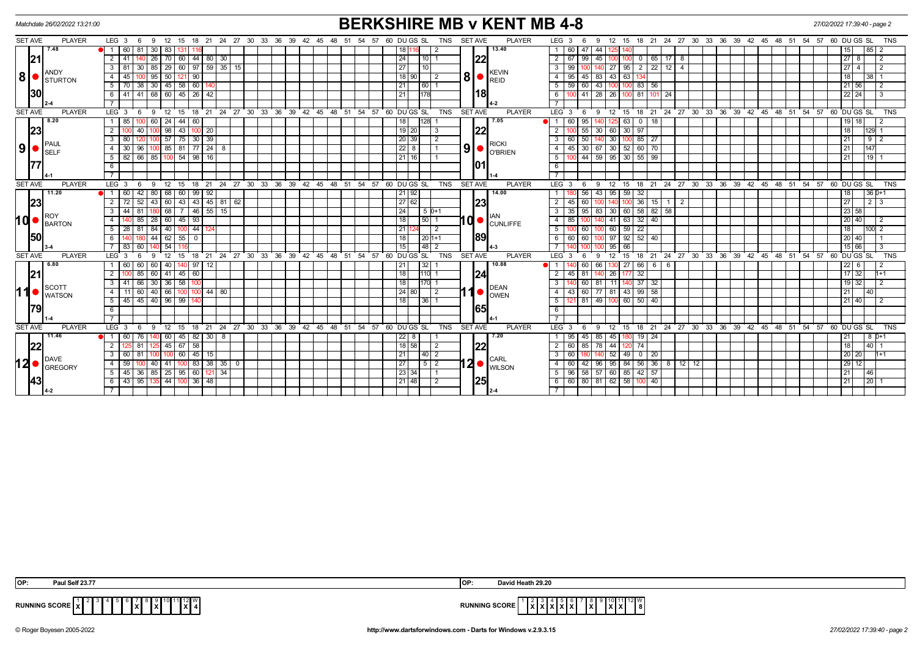Matchdate 26/02/2022 13:21:00

# BERKSHIRE MB v KENT MB 4-8

27/02/2022 17:39:40 - page 2

## Match 8: ANDY STURTON (Berkshire) v KEVIN REID (Kent)

ANDY STURTON — Set ave 7.48, 21.30, legs 2-4

| LEG | 3 | 6 | 9 | 12 | 15 | 18 | 21 | 24 | 27 | 30 | DU | GS | SL | TNS |
|---|---|---|---|---|---|---|---|---|---|---|---|---|---|---|
| 1 | 60 | 81 | 30 | 83 | 131 | 116 | | | | | 18 | 116 | | 2 |
| 2 | 41 | 140 | 26 | 70 | 60 | 44 | 80 | 30 | | | 24 | | 10 | 1 |
| 3 | 81 | 30 | 85 | 29 | 60 | 97 | 59 | 35 | 15 | | 27 | | 10 | |
| 4 | 45 | 100 | 95 | 50 | 121 | 90 | | | | | 18 | 90 | | 2 |
| 5 | 70 | 38 | 30 | 45 | 58 | 60 | 140 | | | | 21 | | 60 | 1 |
| 6 | 41 | 41 | 68 | 60 | 45 | 26 | 42 | | | | 21 | | 178 | |

KEVIN REID — Set ave 13.40, 22.18, legs 4-2

| LEG | 3 | 6 | 9 | 12 | 15 | 18 | 21 | 24 | 27 | 30 | DU | GS | SL | TNS |
|---|---|---|---|---|---|---|---|---|---|---|---|---|---|---|
| 1 | 60 | 47 | 44 | 125 | 140 | | | | | | 15 | | 85 | 2 |
| 2 | 67 | 99 | 45 | 100 | 100 | 0 | 65 | 17 | 8 | | 27 | 8 | | 2 |
| 3 | 99 | 100 | 140 | 27 | 95 | 2 | 22 | 12 | 4 | | 27 | 4 | | 2 |
| 4 | 95 | 45 | 83 | 43 | 63 | 134 | | | | | 18 | | 38 | 1 |
| 5 | 59 | 60 | 43 | 100 | 100 | 83 | 56 | | | | 21 | 56 | | 2 |
| 6 | 100 | 41 | 28 | 26 | 100 | 81 | 101 | 24 | | | 22 | 24 | | 3 |

## Match 9: PAUL SELF (Berkshire) v RICKI O'BRIEN (Kent)

PAUL SELF — Set ave 8.20, 23.77, legs 4-1

| LEG | 3 | 6 | 9 | 12 | 15 | 18 | 21 | 24 | DU | GS | SL | TNS |
|---|---|---|---|---|---|---|---|---|---|---|---|---|
| 1 | 85 | 100 | 60 | 24 | 44 | 60 | | | 18 | | 128 | 1 |
| 2 | 100 | 40 | 100 | 98 | 43 | 100 | 20 | | 19 | 20 | | 3 |
| 3 | 80 | 120 | 100 | 57 | 75 | 30 | 39 | | 20 | 39 | | 2 |
| 4 | 30 | 96 | 100 | 85 | 81 | 77 | 24 | 8 | 22 | 8 | | 1 |
| 5 | 82 | 66 | 85 | 100 | 54 | 98 | 16 | | 21 | 16 | | 1 |

RICKI O'BRIEN — Set ave 7.05, 22.01, legs 1-4

| LEG | 3 | 6 | 9 | 12 | 15 | 18 | 21 | 24 | DU | GS | SL | TNS |
|---|---|---|---|---|---|---|---|---|---|---|---|---|
| 1 | 60 | 95 | 140 | 125 | 63 | 0 | 18 | | 19 | 18 | | 2 |
| 2 | 100 | 55 | 30 | 60 | 30 | 97 | | | 18 | | 129 | 1 |
| 3 | 60 | 50 | 140 | 30 | 100 | 85 | 27 | | 21 | | 9 | 2 |
| 4 | 45 | 30 | 67 | 30 | 52 | 60 | 70 | | 21 | | 147 | |
| 5 | 100 | 44 | 59 | 95 | 30 | 55 | 99 | | 21 | | 19 | 1 |

## Match 10: ROY BARTON (Berkshire) v IAN CUNLIFFE (Kent)

ROY BARTON — Set ave 11.20, 23.50, legs 3-4

| LEG | 3 | 6 | 9 | 12 | 15 | 18 | 21 | 24 | 27 | DU | GS | SL | TNS |
|---|---|---|---|---|---|---|---|---|---|---|---|---|---|
| 1 | 60 | 42 | 80 | 68 | 60 | 99 | 92 | | | 21 | 92 | | |
| 2 | 72 | 52 | 43 | 60 | 43 | 43 | 45 | 81 | 62 | 27 | 62 | | |
| 3 | 44 | 81 | 180 | 68 | 7 | 46 | 55 | 15 | | 24 | | 5 | 0+1 |
| 4 | 140 | 85 | 28 | 60 | 45 | 93 | | | | 18 | | 50 | 1 |
| 5 | 28 | 81 | 84 | 40 | 100 | 44 | 124 | | | 21 | 124 | | 2 |
| 6 | 140 | 180 | 44 | 62 | 55 | 0 | | | | 18 | | 20 | 1+1 |
| 7 | 83 | 60 | 140 | 54 | 116 | | | | | 15 | | 48 | 2 |

IAN CUNLIFFE — Set ave 14.00, 23.89, legs 4-3

| LEG | 3 | 6 | 9 | 12 | 15 | 18 | 21 | 24 | 27 | DU | GS | SL | TNS |
|---|---|---|---|---|---|---|---|---|---|---|---|---|---|
| 1 | 180 | 56 | 43 | 95 | 59 | 32 | | | | 18 | | 36 | 0+1 |
| 2 | 45 | 60 | 100 | 140 | 100 | 36 | 15 | 1 | 2 | 27 | | 2 | 3 |
| 3 | 35 | 95 | 83 | 30 | 60 | 58 | 82 | 58 | | 23 | 58 | | |
| 4 | 85 | 100 | 140 | 41 | 63 | 32 | 40 | | | 20 | 40 | | 2 |
| 5 | 100 | 60 | 100 | 60 | 59 | 22 | | | | 18 | | 100 | 2 |
| 6 | 60 | 60 | 100 | 97 | 92 | 52 | 40 | | | 20 | 40 | | 1 |
| 7 | 140 | 100 | 100 | 95 | 66 | | | | | 15 | 66 | | 3 |

## Match 11: SCOTT WATSON (Berkshire) v DEAN OWEN (Kent)

SCOTT WATSON — Set ave 6.80, 21.79, legs 1-4

| LEG | 3 | 6 | 9 | 12 | 15 | 18 | 21 | 24 | DU | GS | SL | TNS |
|---|---|---|---|---|---|---|---|---|---|---|---|---|
| 1 | 60 | 60 | 60 | 40 | 140 | 97 | 12 | | 21 | | 32 | 1 |
| 2 | 100 | 85 | 60 | 41 | 45 | 60 | | | 18 | | 110 | 1 |
| 3 | 41 | 66 | 30 | 36 | 58 | 100 | | | 18 | | 170 | 1 |
| 4 | 11 | 60 | 40 | 66 | 100 | 100 | 44 | 80 | 24 | 80 | | 2 |
| 5 | 45 | 45 | 40 | 96 | 99 | 140 | | | 18 | | 36 | 1 |

DEAN OWEN — Set ave 10.88, 24.65, legs 4-1

| LEG | 3 | 6 | 9 | 12 | 15 | 18 | 21 | 24 | DU | GS | SL | TNS |
|---|---|---|---|---|---|---|---|---|---|---|---|---|
| 1 | 140 | 60 | 66 | 130 | 27 | 66 | 6 | 6 | 22 | 6 | | 2 |
| 2 | 45 | 81 | 140 | 26 | 177 | 32 | | | 17 | 32 | | 1+1 |
| 3 | 140 | 60 | 81 | 11 | 140 | 37 | 32 | | 19 | 32 | | 2 |
| 4 | 43 | 60 | 77 | 81 | 43 | 99 | 58 | | 21 | | 40 | |
| 5 | 121 | 81 | 49 | 100 | 60 | 50 | 40 | | 21 | 40 | | 2 |

## Match 12: DAVE GREGORY (Berkshire) v CARL WILSON (Kent)

DAVE GREGORY — Set ave 11.46, 22.43, legs 4-2

| LEG | 3 | 6 | 9 | 12 | 15 | 18 | 21 | 24 | 27 | DU | GS | SL | TNS |
|---|---|---|---|---|---|---|---|---|---|---|---|---|---|
| 1 | 60 | 76 | 140 | 60 | 45 | 82 | 30 | 8 | | 22 | 8 | | 1 |
| 2 | 125 | 81 | 125 | 45 | 67 | 58 | | | | 18 | 58 | | 2 |
| 3 | 60 | 81 | 100 | 100 | 60 | 45 | 15 | | | 21 | | 40 | 2 |
| 4 | 59 | 100 | 40 | 41 | 100 | 83 | 38 | 35 | 0 | 27 | | 5 | 2 |
| 5 | 45 | 36 | 85 | 25 | 95 | 60 | 121 | 34 | | 23 | 34 | | 1 |
| 6 | 43 | 95 | 135 | 44 | 100 | 36 | 48 | | | 21 | 48 | | 2 |

CARL WILSON — Set ave 7.20, 22.25, legs 2-4

| LEG | 3 | 6 | 9 | 12 | 15 | 18 | 21 | 24 | 27 | 30 | DU | GS | SL | TNS |
|---|---|---|---|---|---|---|---|---|---|---|---|---|---|---|
| 1 | 95 | 45 | 85 | 45 | 180 | 19 | 24 | | | | 21 | | 8 | 0+1 |
| 2 | 60 | 85 | 78 | 44 | 120 | 74 | | | | | 18 | | 40 | 1 |
| 3 | 60 | 180 | 140 | 52 | 49 | 0 | 20 | | | | 20 | 20 | | 1+1 |
| 4 | 60 | 42 | 96 | 95 | 84 | 56 | 36 | 8 | 12 | 12 | 29 | 12 | | |
| 5 | 96 | 58 | 57 | 60 | 85 | 42 | 57 | | | | 21 | | 46 | |
| 6 | 60 | 80 | 81 | 62 | 58 | 100 | 40 | | | | 21 | | 20 | 1 |

OP: Paul Self 23.77 | OP: David Heath 29.20

RUNNING SCORE (Berkshire)

| 1 | 2 | 3 | 4 | 5 | 6 | 7 | 8 | 9 | 10 | 11 | 12 | W |
|---|---|---|---|---|---|---|---|---|---|---|---|---|
| X | | | | | X | | | X | | | X | 4 |

RUNNING SCORE (Kent)

| 1 | 2 | 3 | 4 | 5 | 6 | 7 | 8 | 9 | 10 | 11 | 12 | W |
|---|---|---|---|---|---|---|---|---|---|---|---|---|
| | X | X | X | X | | X | X | | X | X | | 8 |

© Roger Boyesen 2005-2022 http://www.dartsforwindows.com - Darts for Windows v.2.9.3.15 27/02/2022 17:39:40 - page 2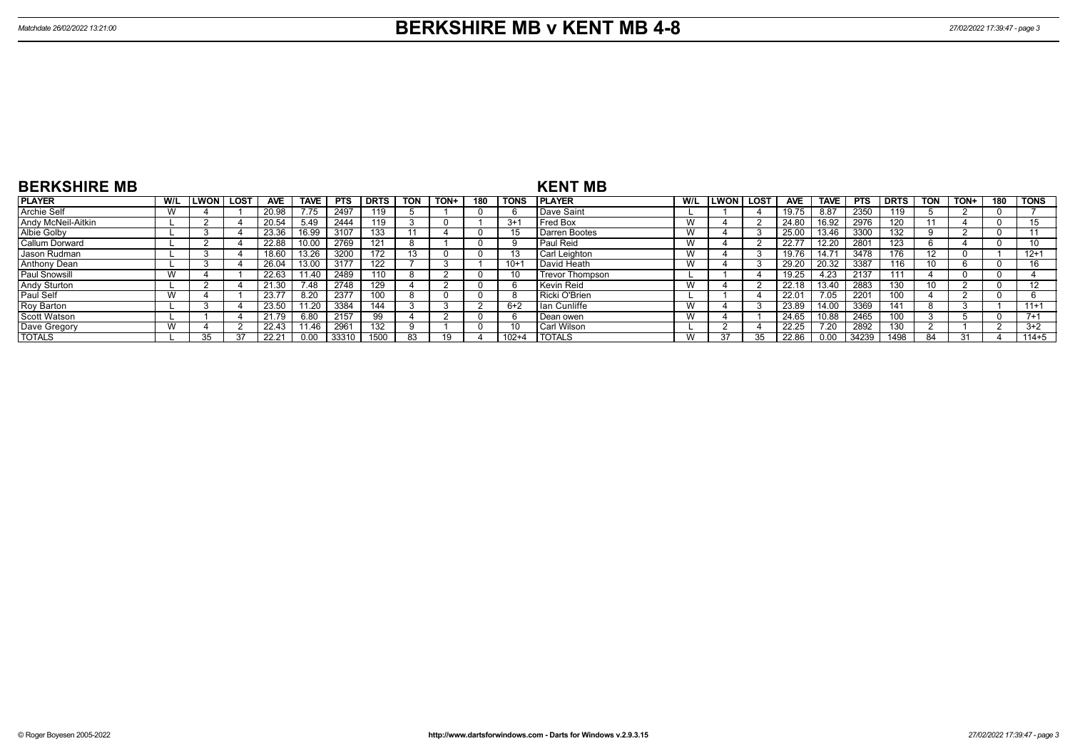# BERKSHIRE MB v KENT MB 4-8

Matchdate 26/02/2022 13:21:00

## BERKSHIRE MB

| PLAYER | W/L | LWON | LOST | AVE | TAVE | PTS | DRTS | TON | TON+ | 180 | TONS |
|---|---|---|---|---|---|---|---|---|---|---|---|
| Archie Self | W | 4 | 1 | 20.98 | 7.75 | 2497 | 119 | 5 | 1 | 0 | 6 |
| Andy McNeil-Aitkin | L | 2 | 4 | 20.54 | 5.49 | 2444 | 119 | 3 | 0 | 1 | 3+1 |
| Albie Golby | L | 3 | 4 | 23.36 | 16.99 | 3107 | 133 | 11 | 4 | 0 | 15 |
| Callum Dorward | L | 2 | 4 | 22.88 | 10.00 | 2769 | 121 | 8 | 1 | 0 | 9 |
| Jason Rudman | L | 3 | 4 | 18.60 | 13.26 | 3200 | 172 | 13 | 0 | 0 | 13 |
| Anthony Dean | L | 3 | 4 | 26.04 | 13.00 | 3177 | 122 | 7 | 3 | 1 | 10+1 |
| Paul Snowsill | W | 4 | 1 | 22.63 | 11.40 | 2489 | 110 | 8 | 2 | 0 | 10 |
| Andy Sturton | L | 2 | 4 | 21.30 | 7.48 | 2748 | 129 | 4 | 2 | 0 | 6 |
| Paul Self | W | 4 | 1 | 23.77 | 8.20 | 2377 | 100 | 8 | 0 | 0 | 8 |
| Roy Barton | L | 3 | 4 | 23.50 | 11.20 | 3384 | 144 | 3 | 3 | 2 | 6+2 |
| Scott Watson | L | 1 | 4 | 21.79 | 6.80 | 2157 | 99 | 4 | 2 | 0 | 6 |
| Dave Gregory | W | 4 | 2 | 22.43 | 11.46 | 2961 | 132 | 9 | 1 | 0 | 10 |
| TOTALS | L | 35 | 37 | 22.21 | 0.00 | 33310 | 1500 | 83 | 19 | 4 | 102+4 |

## KENT MB

| PLAYER | W/L | LWON | LOST | AVE | TAVE | PTS | DRTS | TON | TON+ | 180 | TONS |
|---|---|---|---|---|---|---|---|---|---|---|---|
| Dave Saint | L | 1 | 4 | 19.75 | 8.87 | 2350 | 119 | 5 | 2 | 0 | 7 |
| Fred Box | W | 4 | 2 | 24.80 | 16.92 | 2976 | 120 | 11 | 4 | 0 | 15 |
| Darren Bootes | W | 4 | 3 | 25.00 | 13.46 | 3300 | 132 | 9 | 2 | 0 | 11 |
| Paul Reid | W | 4 | 2 | 22.77 | 12.20 | 2801 | 123 | 6 | 4 | 0 | 10 |
| Carl Leighton | W | 4 | 3 | 19.76 | 14.71 | 3478 | 176 | 12 | 0 | 1 | 12+1 |
| David Heath | W | 4 | 3 | 29.20 | 20.32 | 3387 | 116 | 10 | 6 | 0 | 16 |
| Trevor Thompson | L | 1 | 4 | 19.25 | 4.23 | 2137 | 111 | 4 | 0 | 0 | 4 |
| Kevin Reid | W | 4 | 2 | 22.18 | 13.40 | 2883 | 130 | 10 | 2 | 0 | 12 |
| Ricki O'Brien | L | 1 | 4 | 22.01 | 7.05 | 2201 | 100 | 4 | 2 | 0 | 6 |
| Ian Cunliffe | W | 4 | 3 | 23.89 | 14.00 | 3369 | 141 | 8 | 3 | 1 | 11+1 |
| Dean owen | W | 4 | 1 | 24.65 | 10.88 | 2465 | 100 | 3 | 5 | 0 | 7+1 |
| Carl Wilson | L | 2 | 4 | 22.25 | 7.20 | 2892 | 130 | 2 | 1 | 2 | 3+2 |
| TOTALS | W | 37 | 35 | 22.86 | 0.00 | 34239 | 1498 | 84 | 31 | 4 | 114+5 |